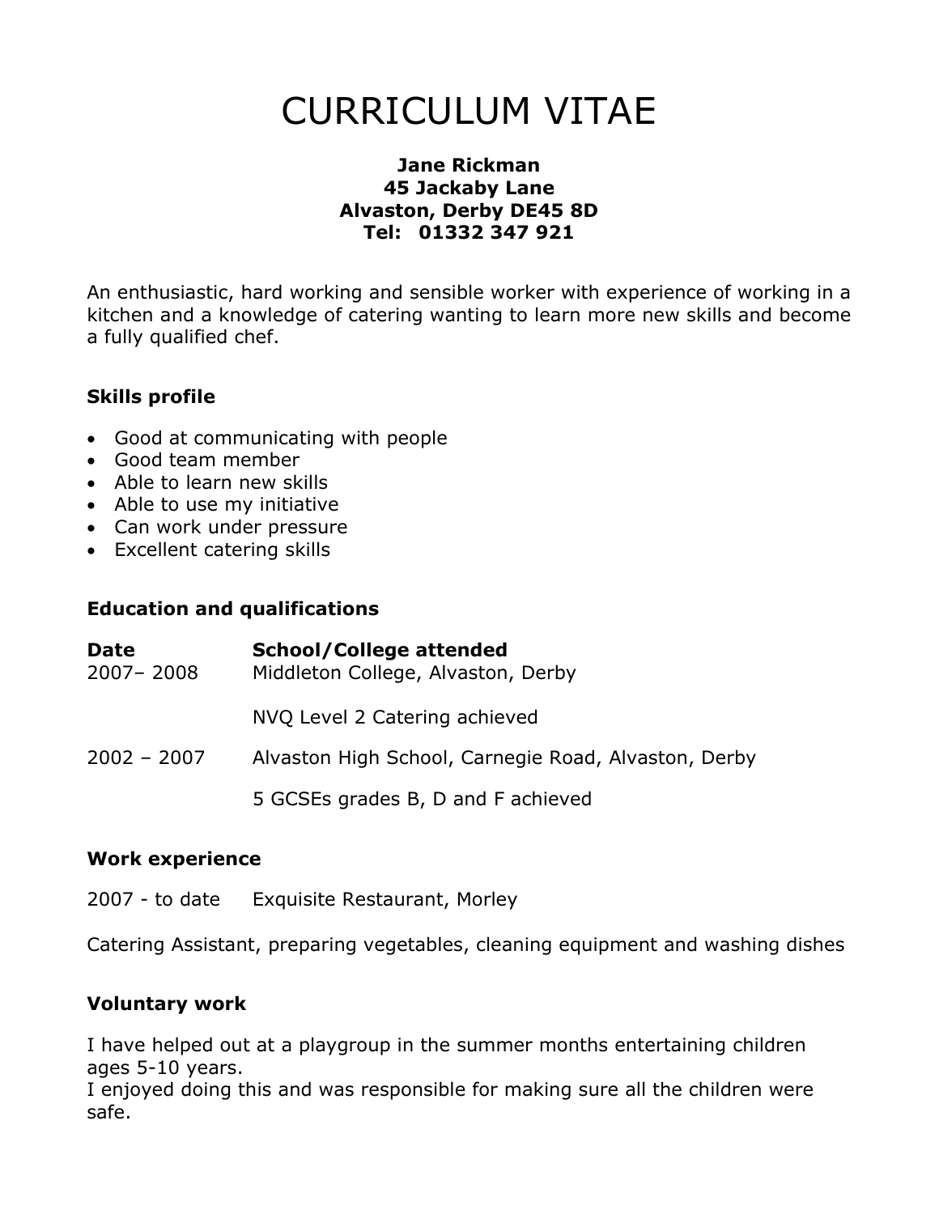# CURRICULUM VITAE

**Jane Rickman**
**45 Jackaby Lane**
**Alvaston, Derby DE45 8D**
**Tel: 01332 347 921**

An enthusiastic, hard working and sensible worker with experience of working in a kitchen and a knowledge of catering wanting to learn more new skills and become a fully qualified chef.

### Skills profile

- Good at communicating with people
- Good team member
- Able to learn new skills
- Able to use my initiative
- Can work under pressure
- Excellent catering skills

### Education and qualifications

| **Date** | **School/College attended** |
| --- | --- |
| 2007– 2008 | Middleton College, Alvaston, Derby |
| | NVQ Level 2 Catering achieved |
| 2002 – 2007 | Alvaston High School, Carnegie Road, Alvaston, Derby |
| | 5 GCSEs grades B, D and F achieved |

### Work experience

2007 - to date Exquisite Restaurant, Morley

Catering Assistant, preparing vegetables, cleaning equipment and washing dishes

### Voluntary work

I have helped out at a playgroup in the summer months entertaining children ages 5-10 years.
I enjoyed doing this and was responsible for making sure all the children were safe.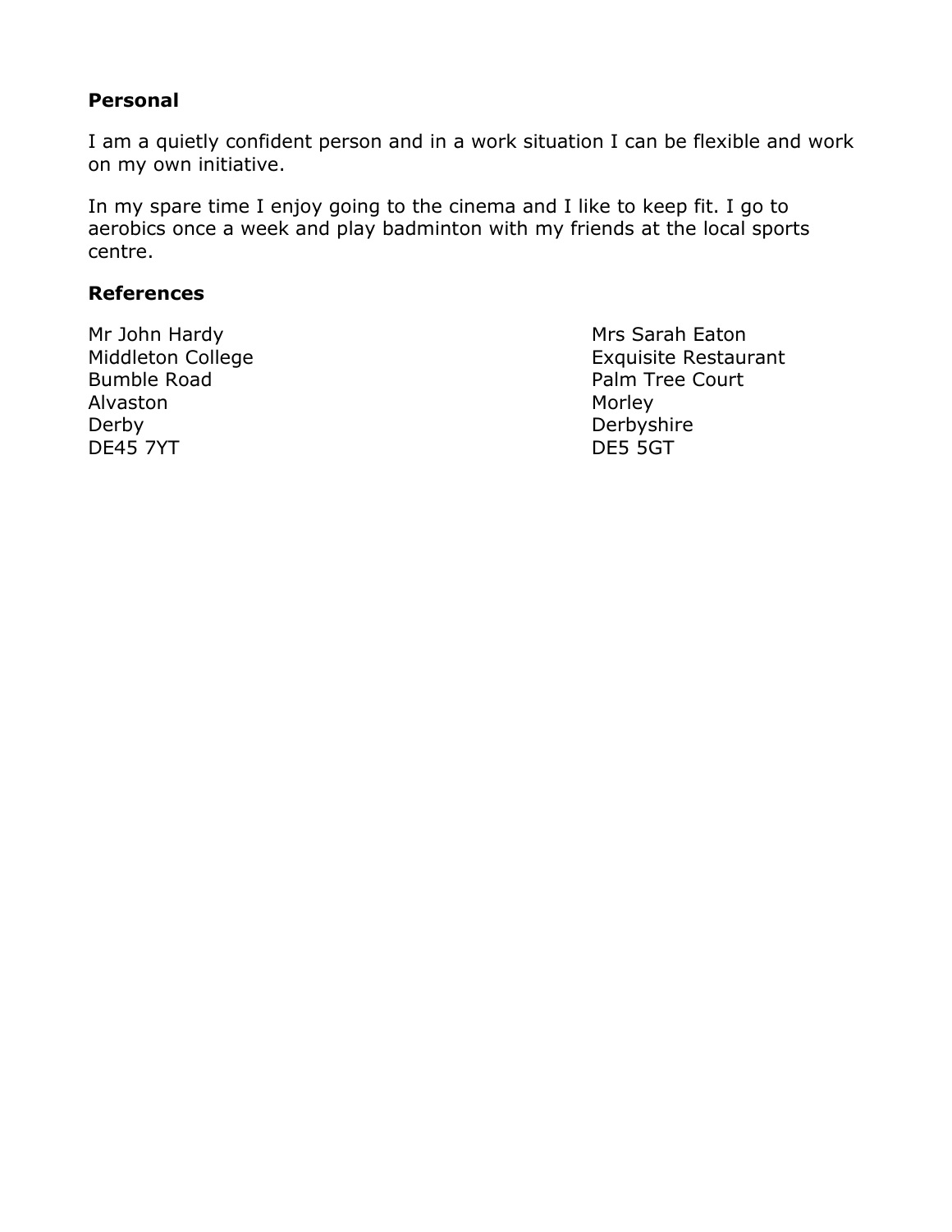**Personal**

I am a quietly confident person and in a work situation I can be flexible and work on my own initiative.

In my spare time I enjoy going to the cinema and I like to keep fit. I go to aerobics once a week and play badminton with my friends at the local sports centre.

**References**

Mr John Hardy
Middleton College
Bumble Road
Alvaston
Derby
DE45 7YT

Mrs Sarah Eaton
Exquisite Restaurant
Palm Tree Court
Morley
Derbyshire
DE5 5GT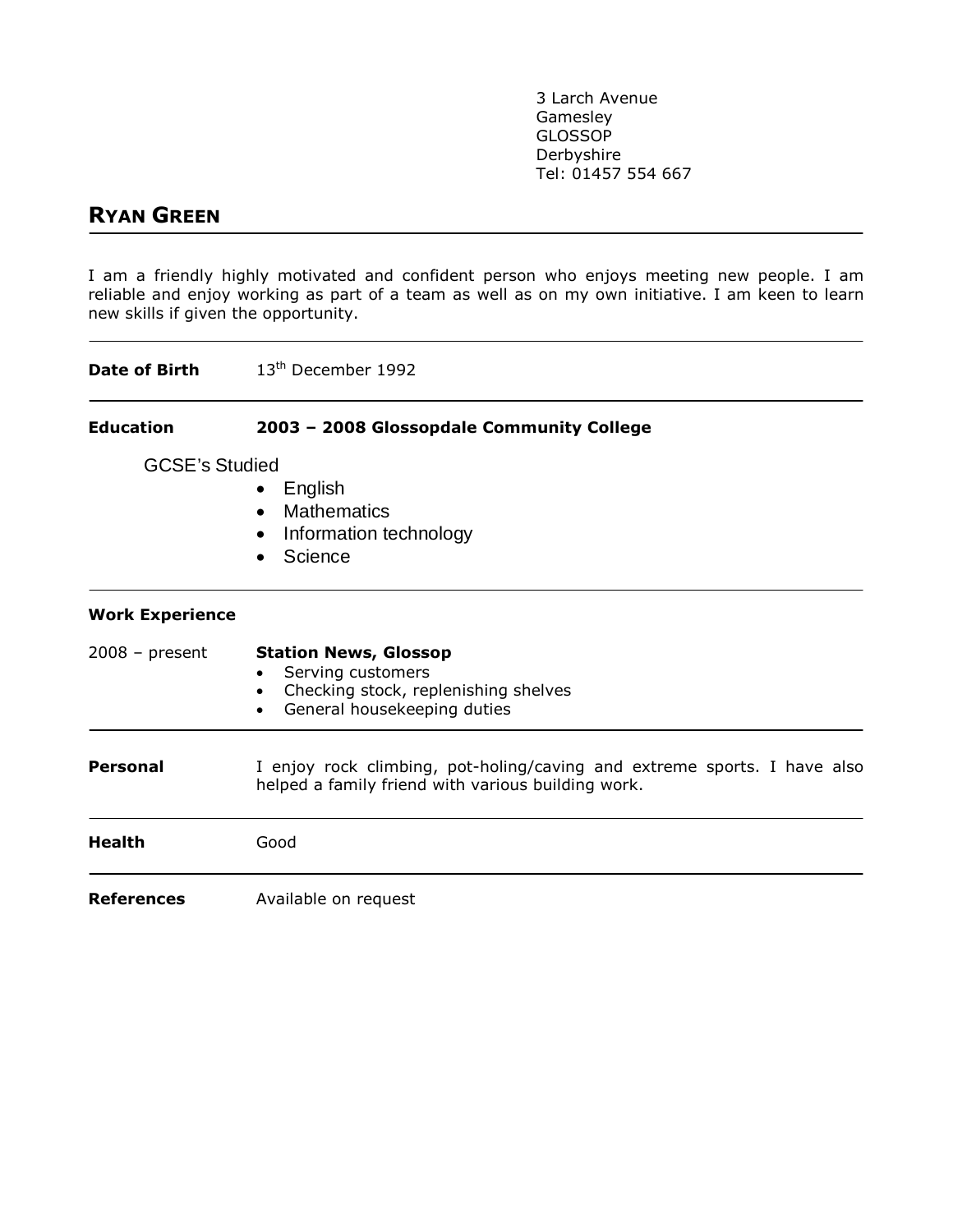3 Larch Avenue
Gamesley
GLOSSOP
Derbyshire
Tel: 01457 554 667

## RYAN GREEN

I am a friendly highly motivated and confident person who enjoys meeting new people. I am reliable and enjoy working as part of a team as well as on my own initiative. I am keen to learn new skills if given the opportunity.

---

**Date of Birth** 13th December 1992

---

**Education** **2003 – 2008 Glossopdale Community College**

GCSE's Studied

- English
- Mathematics
- Information technology
- Science

---

**Work Experience**

2008 – present **Station News, Glossop**

- Serving customers
- Checking stock, replenishing shelves
- General housekeeping duties

---

**Personal** I enjoy rock climbing, pot-holing/caving and extreme sports. I have also helped a family friend with various building work.

---

**Health** Good

---

**References** Available on request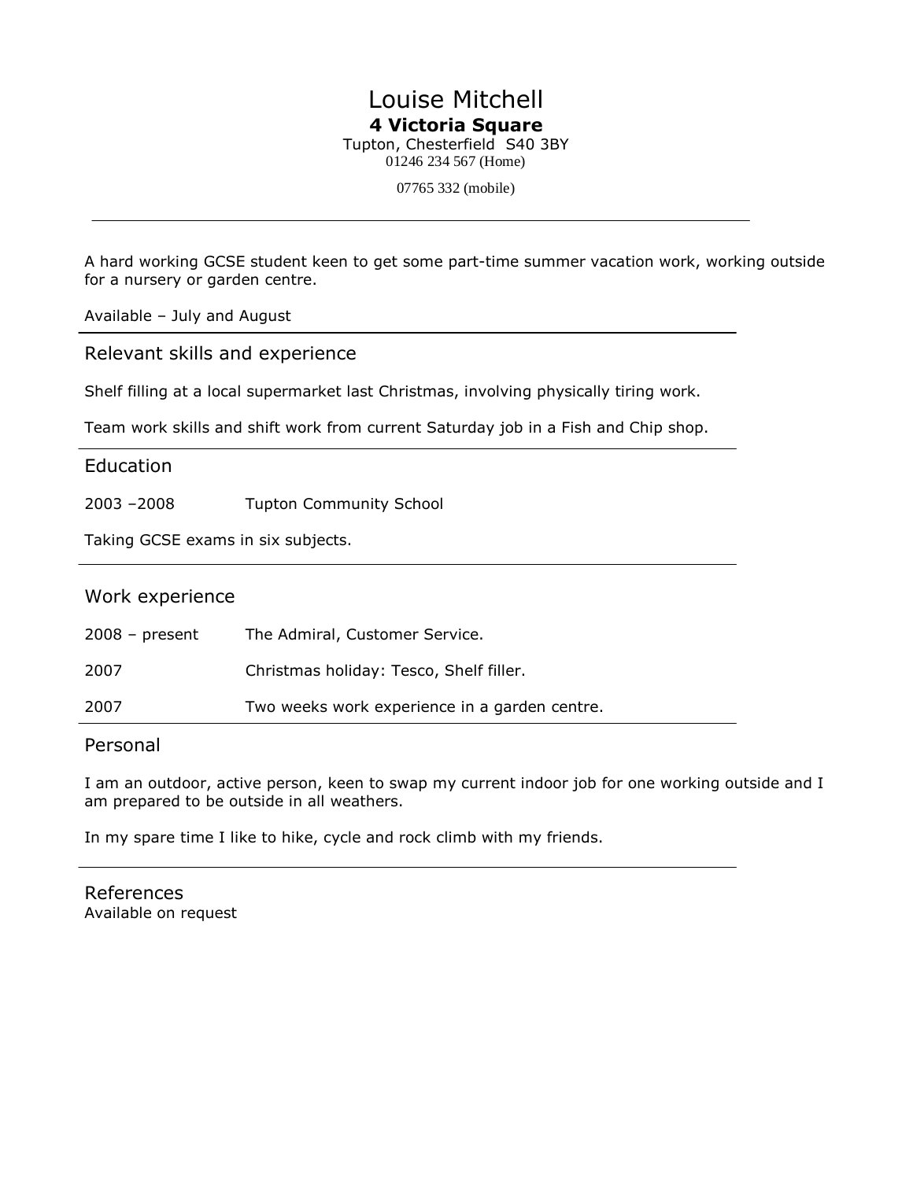# Louise Mitchell

**4 Victoria Square**
Tupton, Chesterfield  S40 3BY
01246 234 567 (Home)

07765 332 (mobile)

---

A hard working GCSE student keen to get some part-time summer vacation work, working outside for a nursery or garden centre.

Available – July and August

## Relevant skills and experience

Shelf filling at a local supermarket last Christmas, involving physically tiring work.

Team work skills and shift work from current Saturday job in a Fish and Chip shop.

## Education

2003 –2008    Tupton Community School

Taking GCSE exams in six subjects.

## Work experience

| | |
|---|---|
| 2008 – present | The Admiral, Customer Service. |
| 2007 | Christmas holiday: Tesco, Shelf filler. |
| 2007 | Two weeks work experience in a garden centre. |

## Personal

I am an outdoor, active person, keen to swap my current indoor job for one working outside and I am prepared to be outside in all weathers.

In my spare time I like to hike, cycle and rock climb with my friends.

## References

Available on request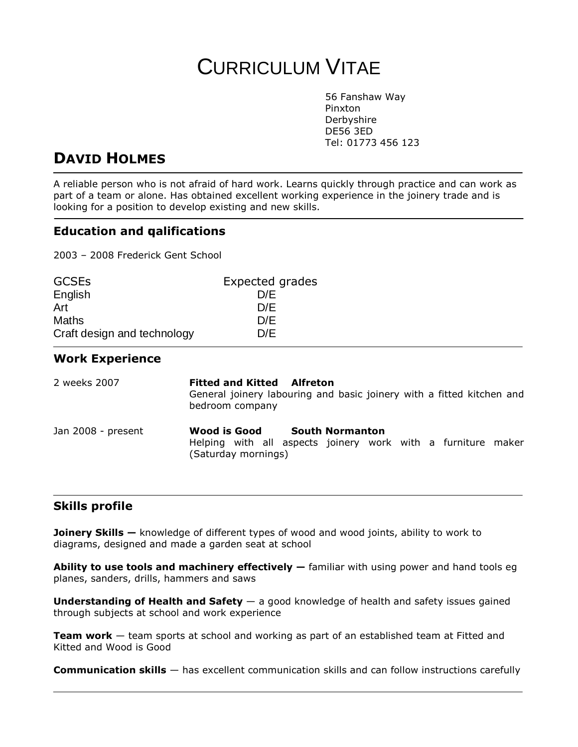# CURRICULUM VITAE

56 Fanshaw Way
Pinxton
Derbyshire
DE56 3ED
Tel: 01773 456 123

## DAVID HOLMES

A reliable person who is not afraid of hard work. Learns quickly through practice and can work as part of a team or alone. Has obtained excellent working experience in the joinery trade and is looking for a position to develop existing and new skills.

### Education and qalifications

2003 – 2008 Frederick Gent School

| GCSEs | Expected grades |
|---|---|
| English | D/E |
| Art | D/E |
| Maths | D/E |
| Craft design and technology | D/E |

### Work Experience

2 weeks 2007 — **Fitted and Kitted Alfreton**
General joinery labouring and basic joinery with a fitted kitchen and bedroom company

Jan 2008 - present — **Wood is Good South Normanton**
Helping with all aspects joinery work with a furniture maker (Saturday mornings)

### Skills profile

**Joinery Skills —** knowledge of different types of wood and wood joints, ability to work to diagrams, designed and made a garden seat at school

**Ability to use tools and machinery effectively —** familiar with using power and hand tools eg planes, sanders, drills, hammers and saws

**Understanding of Health and Safety** — a good knowledge of health and safety issues gained through subjects at school and work experience

**Team work** — team sports at school and working as part of an established team at Fitted and Kitted and Wood is Good

**Communication skills** — has excellent communication skills and can follow instructions carefully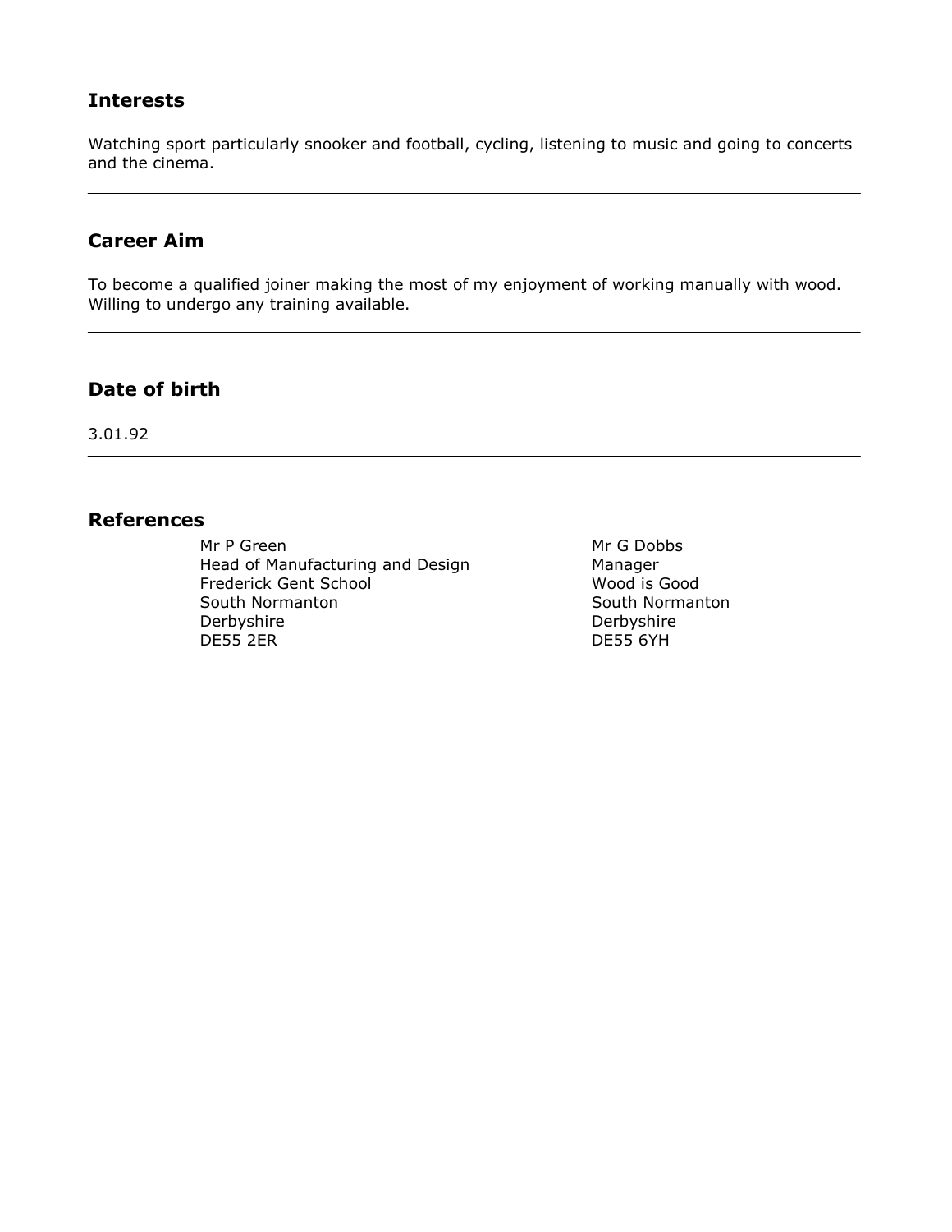## Interests

Watching sport particularly snooker and football, cycling, listening to music and going to concerts and the cinema.

---

## Career Aim

To become a qualified joiner making the most of my enjoyment of working manually with wood. Willing to undergo any training available.

---

## Date of birth

3.01.92

---

## References

Mr P Green
Head of Manufacturing and Design
Frederick Gent School
South Normanton
Derbyshire
DE55 2ER

Mr G Dobbs
Manager
Wood is Good
South Normanton
Derbyshire
DE55 6YH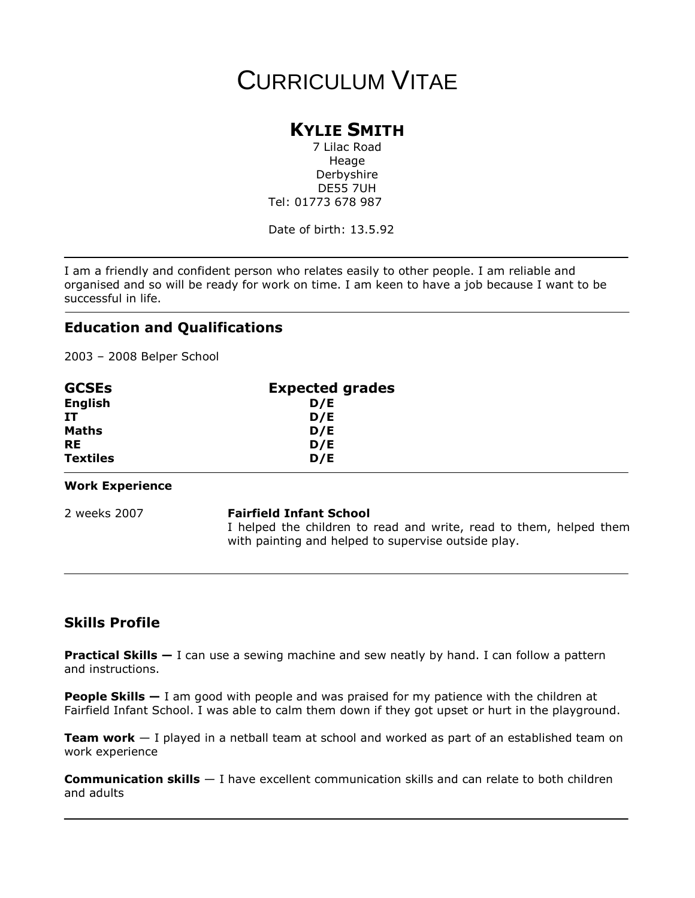# CURRICULUM VITAE

## KYLIE SMITH

7 Lilac Road
Heage
Derbyshire
DE55 7UH
Tel: 01773 678 987

Date of birth: 13.5.92

---

I am a friendly and confident person who relates easily to other people. I am reliable and organised and so will be ready for work on time. I am keen to have a job because I want to be successful in life.

---

### Education and Qualifications

2003 – 2008 Belper School

| GCSEs | Expected grades |
|---|---|
| **English** | **D/E** |
| **IT** | **D/E** |
| **Maths** | **D/E** |
| **RE** | **D/E** |
| **Textiles** | **D/E** |

---

**Work Experience**

2 weeks 2007 — **Fairfield Infant School**
I helped the children to read and write, read to them, helped them with painting and helped to supervise outside play.

---

### Skills Profile

**Practical Skills —** I can use a sewing machine and sew neatly by hand. I can follow a pattern and instructions.

**People Skills —** I am good with people and was praised for my patience with the children at Fairfield Infant School. I was able to calm them down if they got upset or hurt in the playground.

**Team work** — I played in a netball team at school and worked as part of an established team on work experience

**Communication skills** — I have excellent communication skills and can relate to both children and adults

---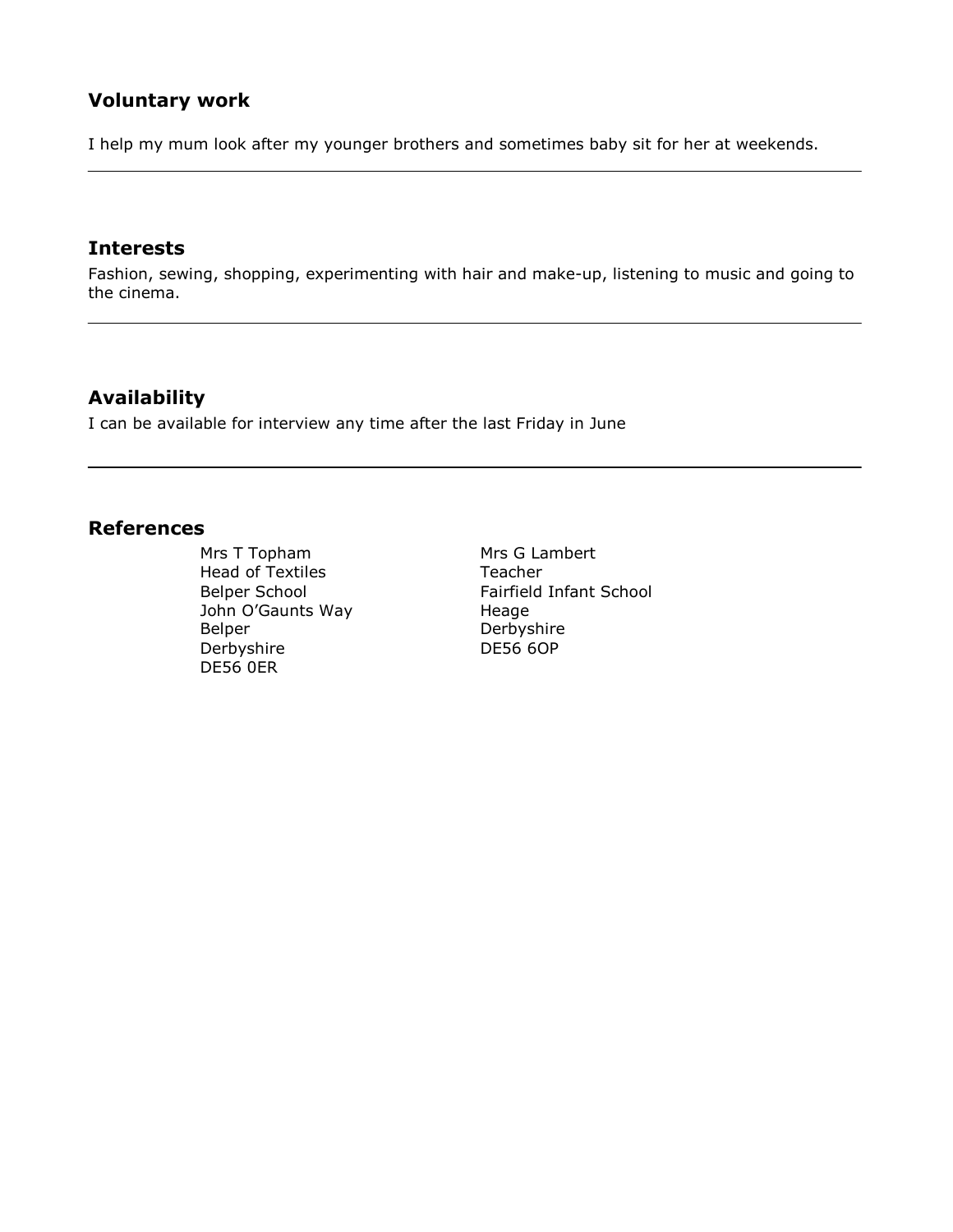## Voluntary work

I help my mum look after my younger brothers and sometimes baby sit for her at weekends.

---

## Interests

Fashion, sewing, shopping, experimenting with hair and make-up, listening to music and going to the cinema.

---

## Availability

I can be available for interview any time after the last Friday in June

---

## References

Mrs T Topham
Head of Textiles
Belper School
John O'Gaunts Way
Belper
Derbyshire
DE56 0ER

Mrs G Lambert
Teacher
Fairfield Infant School
Heage
Derbyshire
DE56 6OP